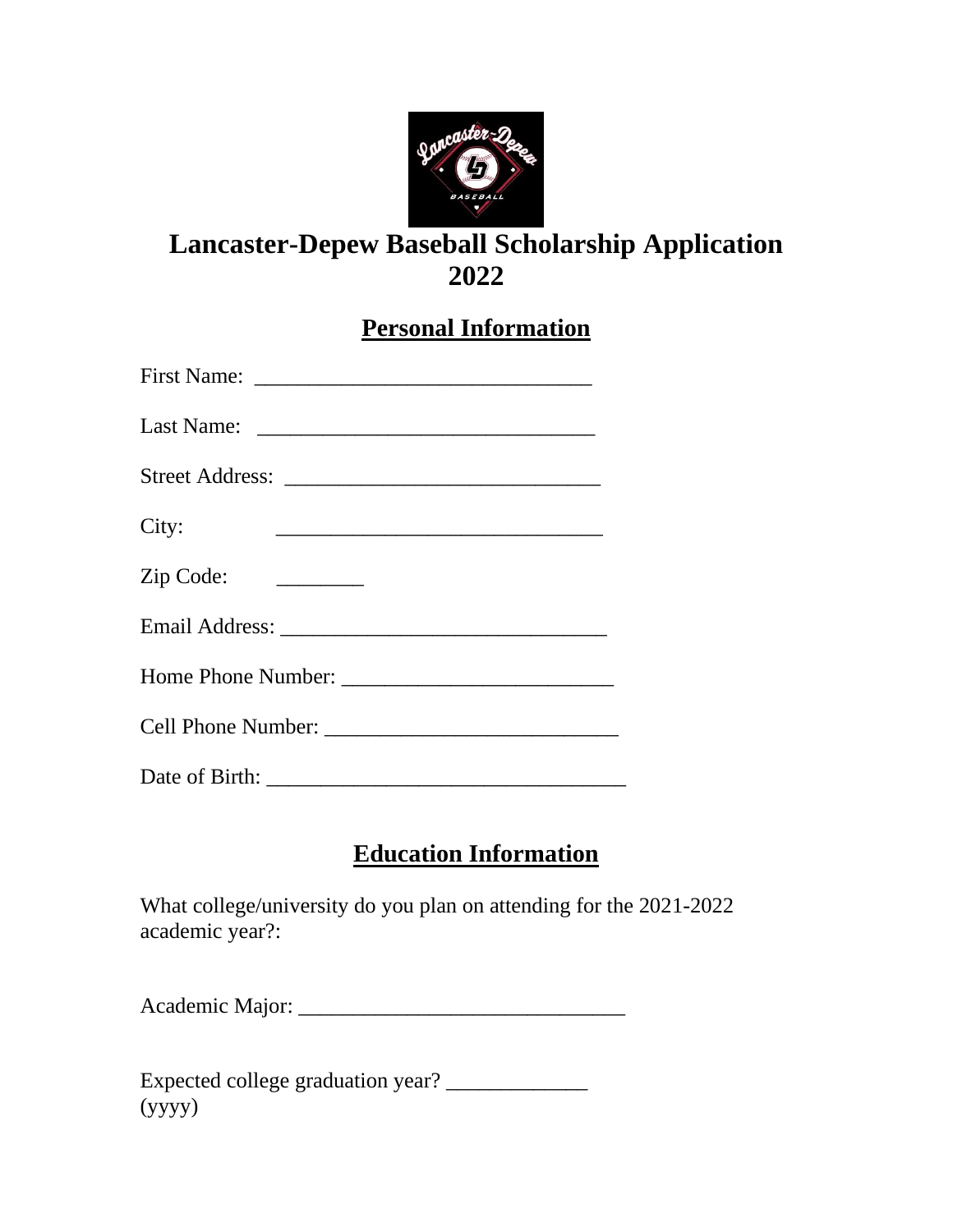# Lancaster-Depew Baseball Scholarship Application 2022

## Personal Information

First Name: ______________________________

Last Name: ______________________________

Street Address: ____________________________

City: ______________________________

Zip Code: ________

Email Address: ______________________________

Home Phone Number: _________________________

Cell Phone Number: ___________________________

Date of Birth: _________________________________

## Education Information

What college/university do you plan on attending for the 2021-2022 academic year?:

Academic Major: ______________________________

Expected college graduation year? _____________ (yyyy)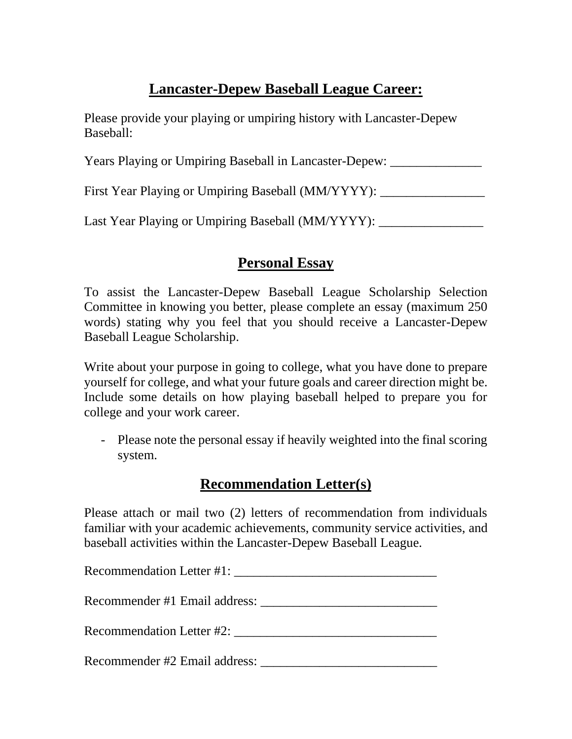## Lancaster-Depew Baseball League Career:

Please provide your playing or umpiring history with Lancaster-Depew Baseball:

Years Playing or Umpiring Baseball in Lancaster-Depew: ______________

First Year Playing or Umpiring Baseball (MM/YYYY): ________________

Last Year Playing or Umpiring Baseball (MM/YYYY): ________________

## Personal Essay

To assist the Lancaster-Depew Baseball League Scholarship Selection Committee in knowing you better, please complete an essay (maximum 250 words) stating why you feel that you should receive a Lancaster-Depew Baseball League Scholarship.

Write about your purpose in going to college, what you have done to prepare yourself for college, and what your future goals and career direction might be. Include some details on how playing baseball helped to prepare you for college and your work career.

- Please note the personal essay if heavily weighted into the final scoring system.

## Recommendation Letter(s)

Please attach or mail two (2) letters of recommendation from individuals familiar with your academic achievements, community service activities, and baseball activities within the Lancaster-Depew Baseball League.

Recommendation Letter #1: _______________________________

Recommender #1 Email address: ___________________________

Recommendation Letter #2: _______________________________

Recommender #2 Email address: ___________________________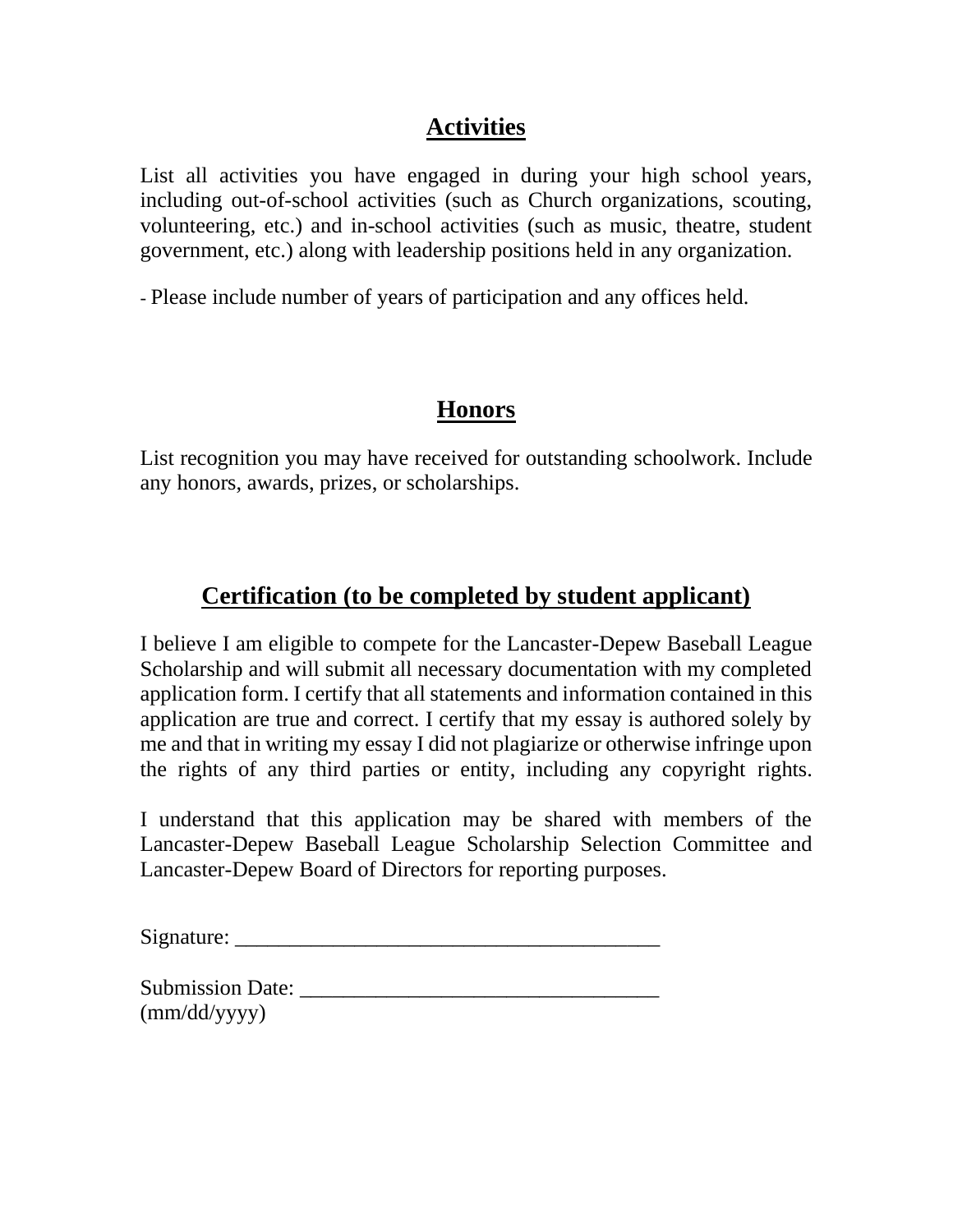## Activities

List all activities you have engaged in during your high school years, including out-of-school activities (such as Church organizations, scouting, volunteering, etc.) and in-school activities (such as music, theatre, student government, etc.) along with leadership positions held in any organization.

- Please include number of years of participation and any offices held.

## Honors

List recognition you may have received for outstanding schoolwork. Include any honors, awards, prizes, or scholarships.

## Certification (to be completed by student applicant)

I believe I am eligible to compete for the Lancaster-Depew Baseball League Scholarship and will submit all necessary documentation with my completed application form. I certify that all statements and information contained in this application are true and correct. I certify that my essay is authored solely by me and that in writing my essay I did not plagiarize or otherwise infringe upon the rights of any third parties or entity, including any copyright rights.

I understand that this application may be shared with members of the Lancaster-Depew Baseball League Scholarship Selection Committee and Lancaster-Depew Board of Directors for reporting purposes.

Signature: ________________________________________

Submission Date: _________________________________
(mm/dd/yyyy)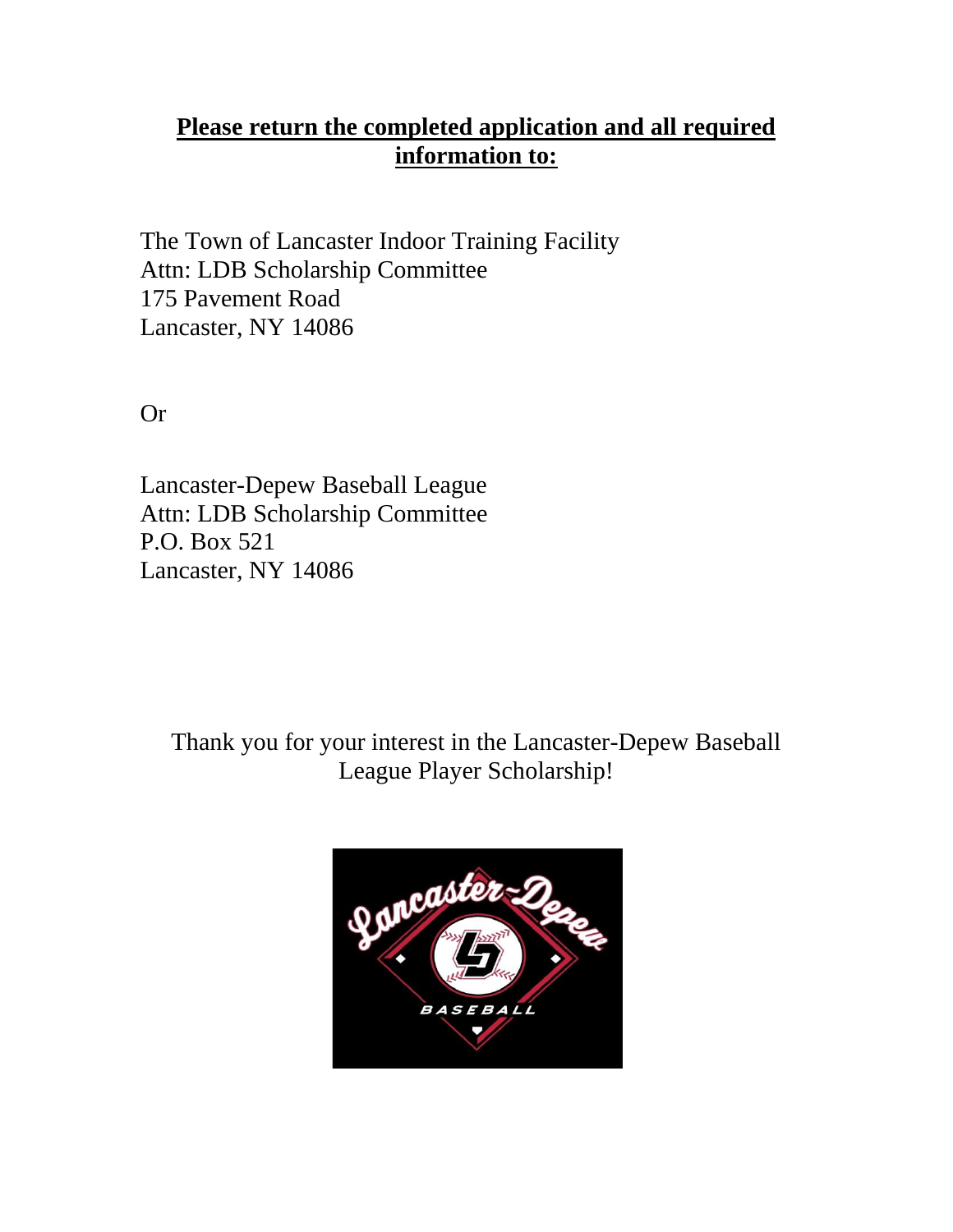**Please return the completed application and all required information to:**

The Town of Lancaster Indoor Training Facility
Attn: LDB Scholarship Committee
175 Pavement Road
Lancaster, NY 14086

Or

Lancaster-Depew Baseball League
Attn: LDB Scholarship Committee
P.O. Box 521
Lancaster, NY 14086

Thank you for your interest in the Lancaster-Depew Baseball League Player Scholarship!